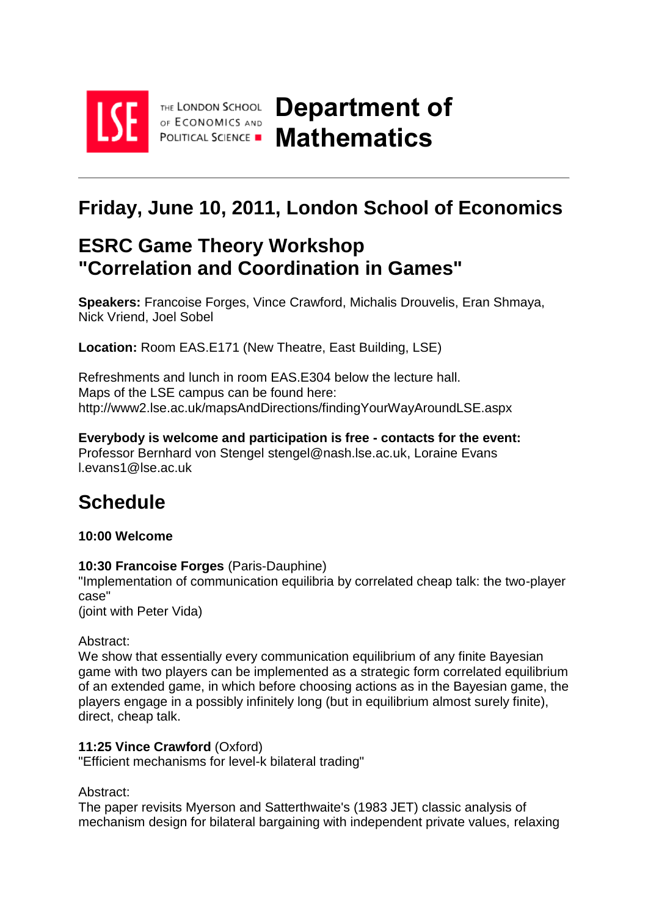THE LONDON SCHOOL OF ECONOMICS AND POLITICAL SCIENCE

# Department of Mathematics

---

## Friday, June 10, 2011, London School of Economics

## ESRC Game Theory Workshop "Correlation and Coordination in Games"

**Speakers:** Francoise Forges, Vince Crawford, Michalis Drouvelis, Eran Shmaya, Nick Vriend, Joel Sobel

**Location:** Room EAS.E171 (New Theatre, East Building, LSE)

Refreshments and lunch in room EAS.E304 below the lecture hall.
Maps of the LSE campus can be found here:
http://www2.lse.ac.uk/mapsAndDirections/findingYourWayAroundLSE.aspx

**Everybody is welcome and participation is free - contacts for the event:**
Professor Bernhard von Stengel stengel@nash.lse.ac.uk, Loraine Evans l.evans1@lse.ac.uk

## Schedule

**10:00 Welcome**

**10:30 Francoise Forges** (Paris-Dauphine)
"Implementation of communication equilibria by correlated cheap talk: the two-player case"
(joint with Peter Vida)

Abstract:
We show that essentially every communication equilibrium of any finite Bayesian game with two players can be implemented as a strategic form correlated equilibrium of an extended game, in which before choosing actions as in the Bayesian game, the players engage in a possibly infinitely long (but in equilibrium almost surely finite), direct, cheap talk.

**11:25 Vince Crawford** (Oxford)
"Efficient mechanisms for level-k bilateral trading"

Abstract:
The paper revisits Myerson and Satterthwaite's (1983 JET) classic analysis of mechanism design for bilateral bargaining with independent private values, relaxing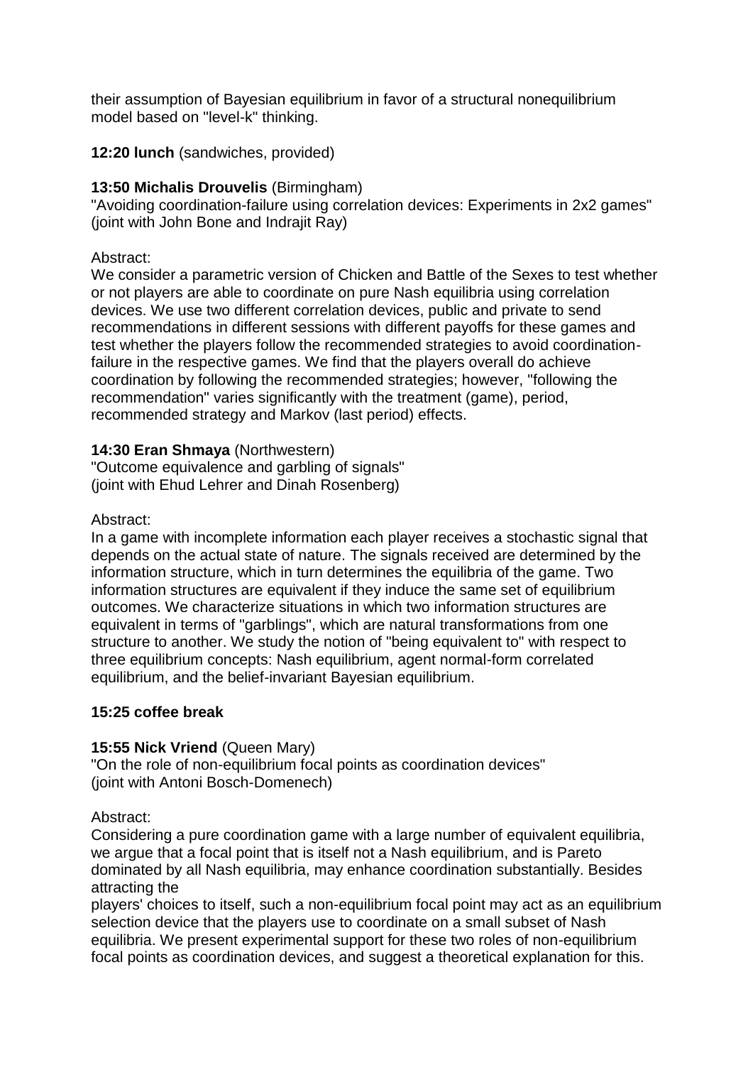their assumption of Bayesian equilibrium in favor of a structural nonequilibrium model based on "level-k" thinking.

**12:20 lunch** (sandwiches, provided)

**13:50 Michalis Drouvelis** (Birmingham)
"Avoiding coordination-failure using correlation devices: Experiments in 2x2 games"
(joint with John Bone and Indrajit Ray)

Abstract:
We consider a parametric version of Chicken and Battle of the Sexes to test whether or not players are able to coordinate on pure Nash equilibria using correlation devices. We use two different correlation devices, public and private to send recommendations in different sessions with different payoffs for these games and test whether the players follow the recommended strategies to avoid coordination-failure in the respective games. We find that the players overall do achieve coordination by following the recommended strategies; however, "following the recommendation" varies significantly with the treatment (game), period, recommended strategy and Markov (last period) effects.

**14:30 Eran Shmaya** (Northwestern)
"Outcome equivalence and garbling of signals"
(joint with Ehud Lehrer and Dinah Rosenberg)

Abstract:
In a game with incomplete information each player receives a stochastic signal that depends on the actual state of nature. The signals received are determined by the information structure, which in turn determines the equilibria of the game. Two information structures are equivalent if they induce the same set of equilibrium outcomes. We characterize situations in which two information structures are equivalent in terms of "garblings", which are natural transformations from one structure to another. We study the notion of "being equivalent to" with respect to three equilibrium concepts: Nash equilibrium, agent normal-form correlated equilibrium, and the belief-invariant Bayesian equilibrium.

**15:25 coffee break**

**15:55 Nick Vriend** (Queen Mary)
"On the role of non-equilibrium focal points as coordination devices"
(joint with Antoni Bosch-Domenech)

Abstract:
Considering a pure coordination game with a large number of equivalent equilibria, we argue that a focal point that is itself not a Nash equilibrium, and is Pareto dominated by all Nash equilibria, may enhance coordination substantially. Besides attracting the players' choices to itself, such a non-equilibrium focal point may act as an equilibrium selection device that the players use to coordinate on a small subset of Nash equilibria. We present experimental support for these two roles of non-equilibrium focal points as coordination devices, and suggest a theoretical explanation for this.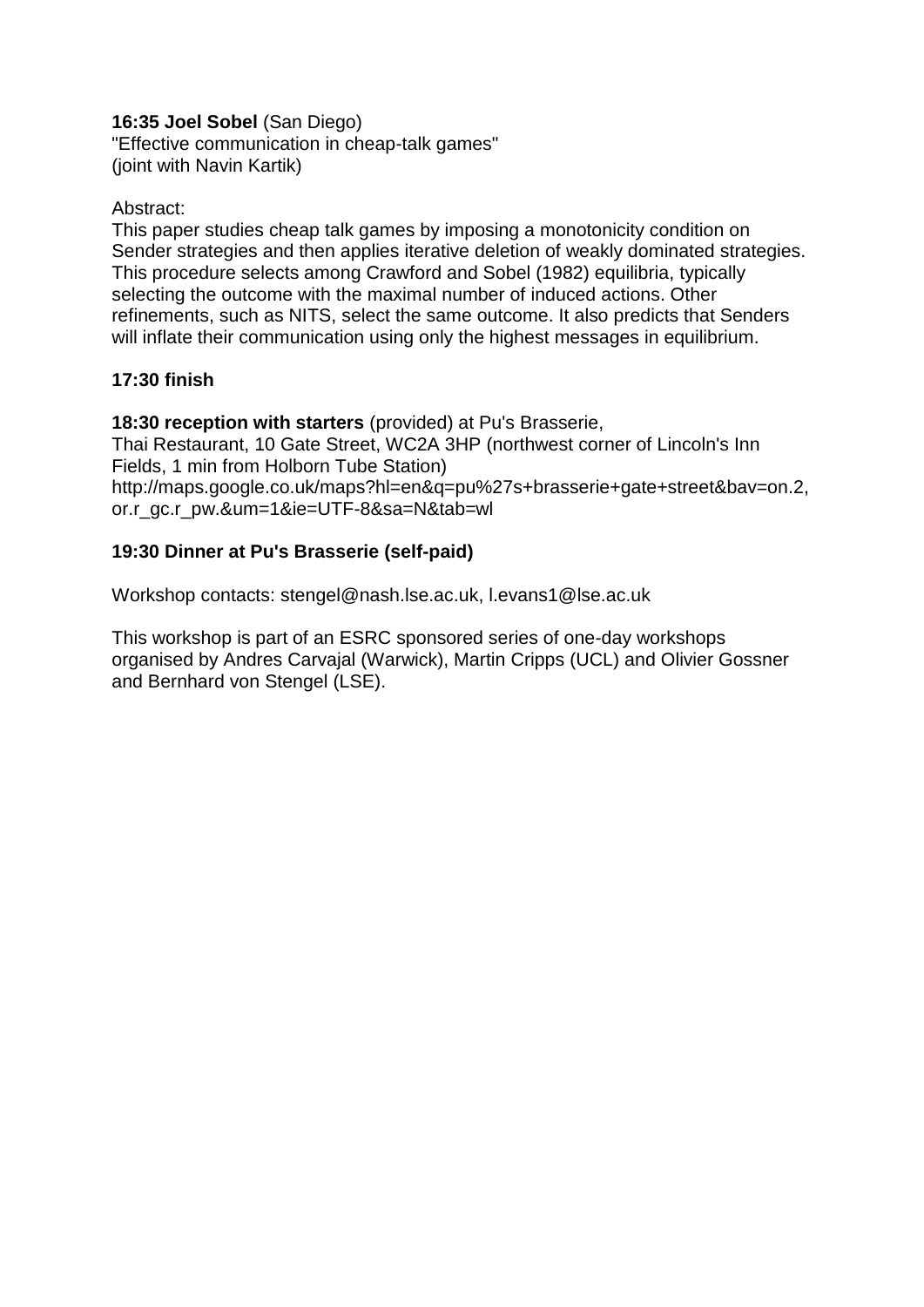**16:35 Joel Sobel** (San Diego)
"Effective communication in cheap-talk games"
(joint with Navin Kartik)

Abstract:
This paper studies cheap talk games by imposing a monotonicity condition on Sender strategies and then applies iterative deletion of weakly dominated strategies. This procedure selects among Crawford and Sobel (1982) equilibria, typically selecting the outcome with the maximal number of induced actions. Other refinements, such as NITS, select the same outcome. It also predicts that Senders will inflate their communication using only the highest messages in equilibrium.

**17:30 finish**

**18:30 reception with starters** (provided) at Pu's Brasserie,
Thai Restaurant, 10 Gate Street, WC2A 3HP (northwest corner of Lincoln's Inn Fields, 1 min from Holborn Tube Station)
http://maps.google.co.uk/maps?hl=en&q=pu%27s+brasserie+gate+street&bav=on.2,or.r_gc.r_pw.&um=1&ie=UTF-8&sa=N&tab=wl

**19:30 Dinner at Pu's Brasserie (self-paid)**

Workshop contacts: stengel@nash.lse.ac.uk, l.evans1@lse.ac.uk

This workshop is part of an ESRC sponsored series of one-day workshops organised by Andres Carvajal (Warwick), Martin Cripps (UCL) and Olivier Gossner and Bernhard von Stengel (LSE).